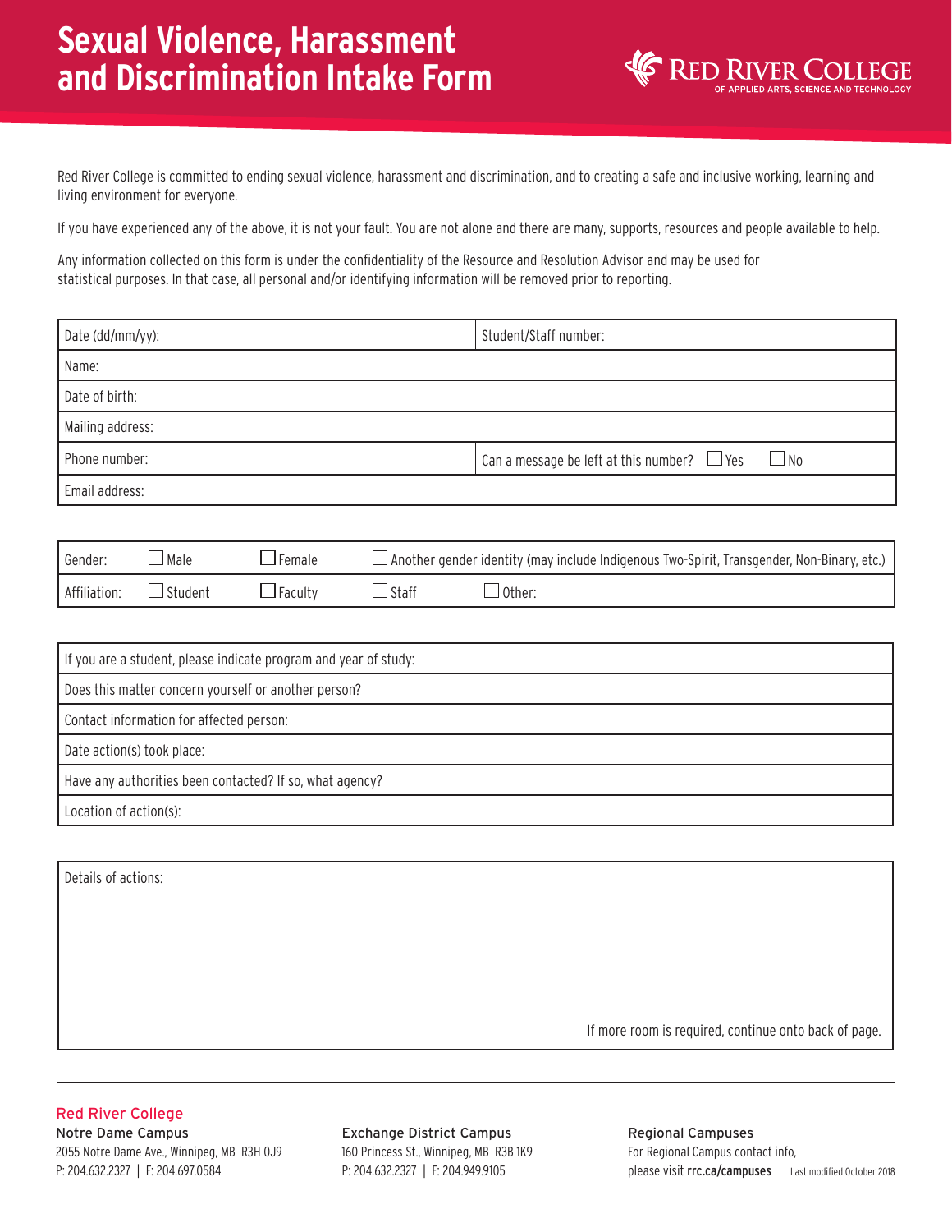# Sexual Violence, Harassment and Discrimination Intake Form

RED RIVER COLLEGE
OF APPLIED ARTS, SCIENCE AND TECHNOLOGY

Red River College is committed to ending sexual violence, harassment and discrimination, and to creating a safe and inclusive working, learning and living environment for everyone.

If you have experienced any of the above, it is not your fault. You are not alone and there are many, supports, resources and people available to help.

Any information collected on this form is under the confidentiality of the Resource and Resolution Advisor and may be used for statistical purposes. In that case, all personal and/or identifying information will be removed prior to reporting.

| Date (dd/mm/yy): | Student/Staff number: |
|---|---|
| Name: | |
| Date of birth: | |
| Mailing address: | |
| Phone number: | Can a message be left at this number? ☐ Yes ☐ No |
| Email address: | |

| Gender: | ☐ Male | ☐ Female | ☐ Another gender identity (may include Indigenous Two-Spirit, Transgender, Non-Binary, etc.) | |
|---|---|---|---|---|
| Affiliation: | ☐ Student | ☐ Faculty | ☐ Staff | ☐ Other: |

| If you are a student, please indicate program and year of study: |
|---|
| Does this matter concern yourself or another person? |
| Contact information for affected person: |
| Date action(s) took place: |
| Have any authorities been contacted? If so, what agency? |
| Location of action(s): |

Details of actions:

If more room is required, continue onto back of page.

---

**Red River College**

**Notre Dame Campus**
2055 Notre Dame Ave., Winnipeg, MB R3H 0J9
P: 204.632.2327 | F: 204.697.0584

**Exchange District Campus**
160 Princess St., Winnipeg, MB R3B 1K9
P: 204.632.2327 | F: 204.949.9105

**Regional Campuses**
For Regional Campus contact info, please visit **rrc.ca/campuses**

Last modified October 2018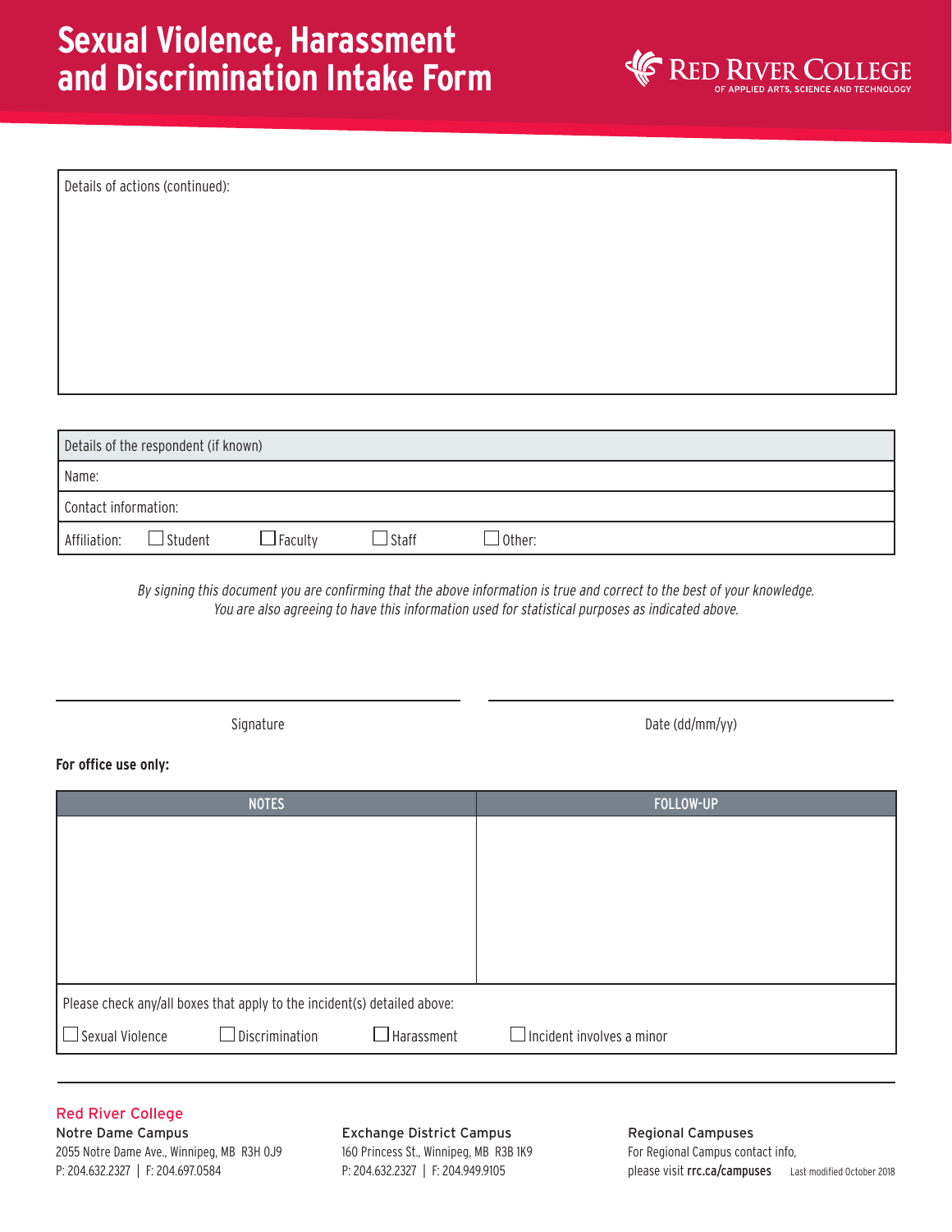# Sexual Violence, Harassment and Discrimination Intake Form

Red River College of Applied Arts, Science and Technology

| Details of actions (continued): |
|---|
| |

| Details of the respondent (if known) | | | | |
|---|---|---|---|---|
| Name: | | | | |
| Contact information: | | | | |
| Affiliation: | ☐ Student | ☐ Faculty | ☐ Staff | ☐ Other: |

*By signing this document you are confirming that the above information is true and correct to the best of your knowledge. You are also agreeing to have this information used for statistical purposes as indicated above.*

Signature

Date (dd/mm/yy)

**For office use only:**

| NOTES | FOLLOW-UP |
|---|---|
| | |

Please check any/all boxes that apply to the incident(s) detailed above:

☐ Sexual Violence ☐ Discrimination ☐ Harassment ☐ Incident involves a minor

Red River College

**Notre Dame Campus**
2055 Notre Dame Ave., Winnipeg, MB R3H 0J9
P: 204.632.2327 | F: 204.697.0584

**Exchange District Campus**
160 Princess St., Winnipeg, MB R3B 1K9
P: 204.632.2327 | F: 204.949.9105

**Regional Campuses**
For Regional Campus contact info, please visit **rrc.ca/campuses**

Last modified October 2018